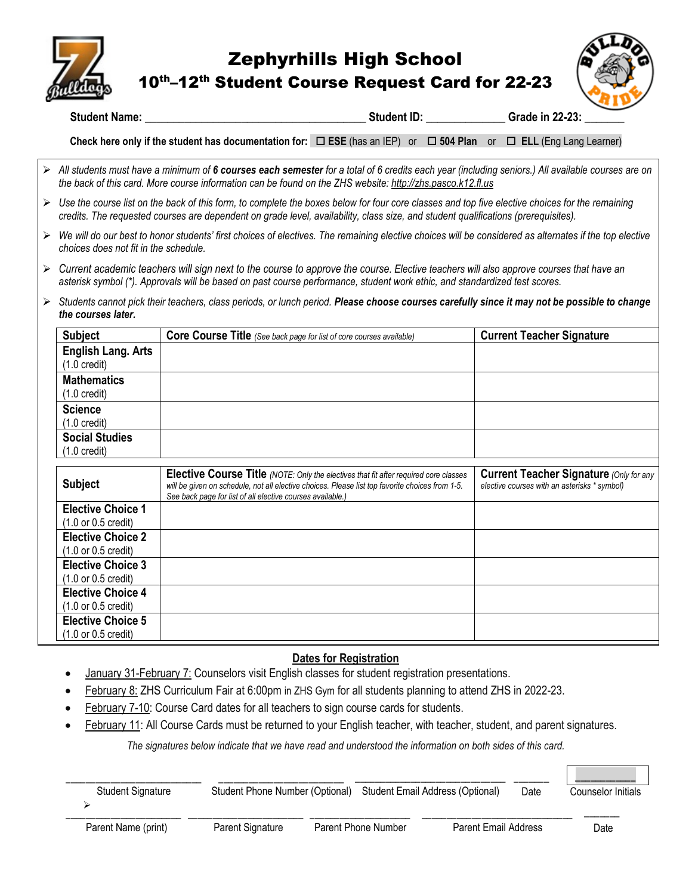# Zephyrhills High School

## 10th–12th Student Course Request Card for 22-23

**Student Name:** ______________________________________ **Student ID:** ______________ **Grade in 22-23:** _______

**Check here only if the student has documentation for:** ☐ **ESE** (has an IEP) or ☐ **504 Plan** or ☐ **ELL** (Eng Lang Learner)

- *All students must have a minimum of* ***6 courses each semester*** *for a total of 6 credits each year (including seniors.) All available courses are on the back of this card. More course information can be found on the ZHS website: http://zhs.pasco.k12.fl.us*
- *Use the course list on the back of this form, to complete the boxes below for four core classes and top five elective choices for the remaining credits. The requested courses are dependent on grade level, availability, class size, and student qualifications (prerequisites).*
- *We will do our best to honor students' first choices of electives. The remaining elective choices will be considered as alternates if the top elective choices does not fit in the schedule.*
- *Current academic teachers will sign next to the course to approve the course. Elective teachers will also approve courses that have an asterisk symbol (\*). Approvals will be based on past course performance, student work ethic, and standardized test scores.*
- *Students cannot pick their teachers, class periods, or lunch period.* ***Please choose courses carefully since it may not be possible to change the courses later.***

| Subject | Core Course Title *(See back page for list of core courses available)* | Current Teacher Signature |
|---|---|---|
| **English Lang. Arts** (1.0 credit) | | |
| **Mathematics** (1.0 credit) | | |
| **Science** (1.0 credit) | | |
| **Social Studies** (1.0 credit) | | |

| Subject | Elective Course Title *(NOTE: Only the electives that fit after required core classes will be given on schedule, not all elective choices. Please list top favorite choices from 1-5. See back page for list of all elective courses available.)* | Current Teacher Signature *(Only for any elective courses with an asterisks \* symbol)* |
|---|---|---|
| **Elective Choice 1** (1.0 or 0.5 credit) | | |
| **Elective Choice 2** (1.0 or 0.5 credit) | | |
| **Elective Choice 3** (1.0 or 0.5 credit) | | |
| **Elective Choice 4** (1.0 or 0.5 credit) | | |
| **Elective Choice 5** (1.0 or 0.5 credit) | | |

## Dates for Registration

- January 31-February 7: Counselors visit English classes for student registration presentations.
- February 8: ZHS Curriculum Fair at 6:00pm in ZHS Gym for all students planning to attend ZHS in 2022-23.
- February 7-10: Course Card dates for all teachers to sign course cards for students.
- February 11: All Course Cards must be returned to your English teacher, with teacher, student, and parent signatures.

*The signatures below indicate that we have read and understood the information on both sides of this card.*

| Student Signature | Student Phone Number (Optional) | Student Email Address (Optional) | Date | Counselor Initials |
|---|---|---|---|---|
| | | | | |

| Parent Name (print) | Parent Signature | Parent Phone Number | Parent Email Address | Date |
|---|---|---|---|---|
| | | | | |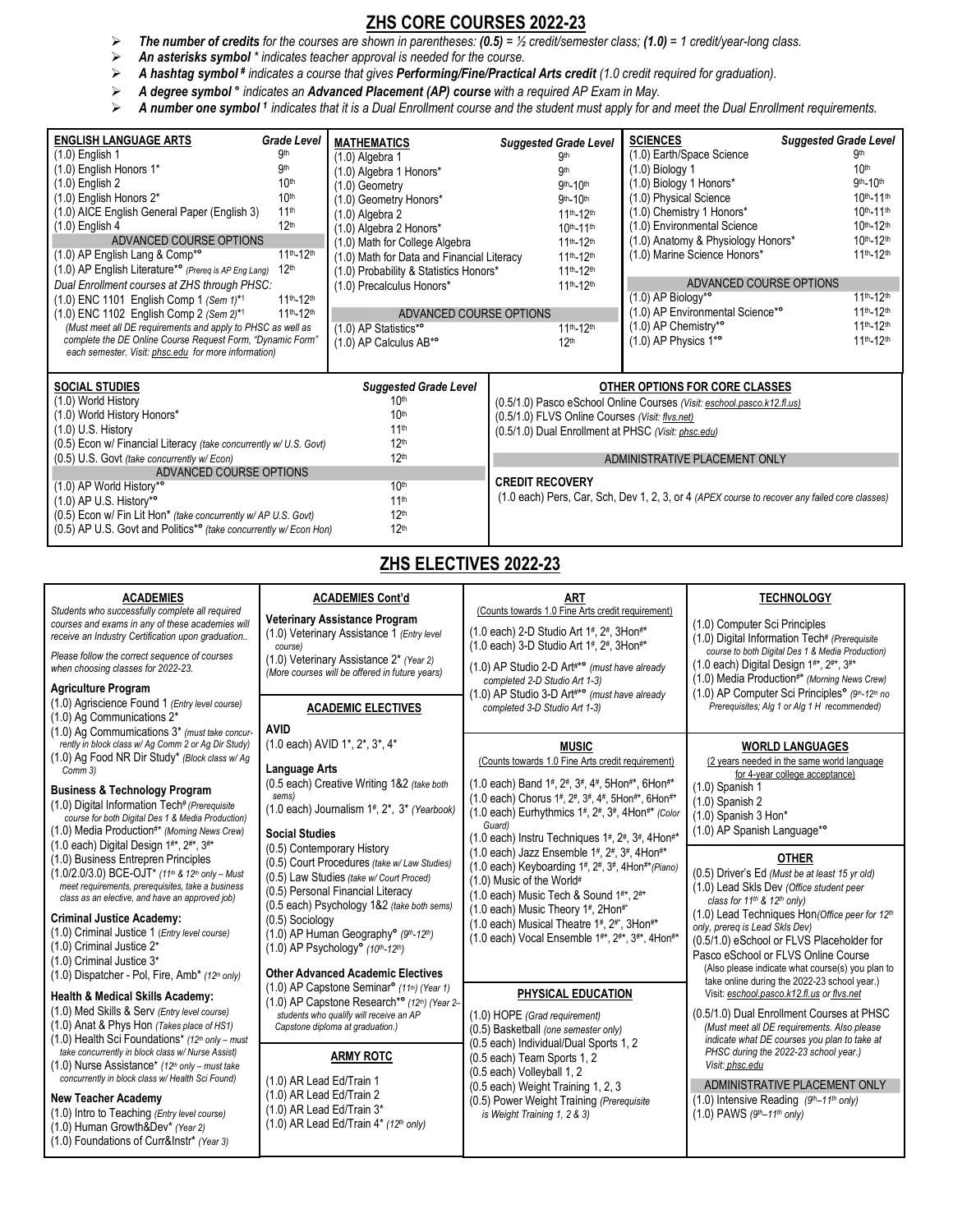# ZHS CORE COURSES 2022-23

- ***The number of credits*** *for the courses are shown in parentheses:* ***(0.5)*** *= ½ credit/semester class;* ***(1.0)*** *= 1 credit/year-long class.*
- ***An asterisks symbol*** *\* indicates teacher approval is needed for the course.*
- ***A hashtag symbol #*** *indicates a course that gives* ***Performing/Fine/Practical Arts credit*** *(1.0 credit required for graduation).*
- ***A degree symbol °*** *indicates an* ***Advanced Placement (AP) course*** *with a required AP Exam in May.*
- ***A number one symbol ¹*** *indicates that it is a Dual Enrollment course and the student must apply for and meet the Dual Enrollment requirements.*

### ENGLISH LANGUAGE ARTS

| Course | Grade Level |
|---|---|
| (1.0) English 1 | 9th |
| (1.0) English Honors 1* | 9th |
| (1.0) English 2 | 10th |
| (1.0) English Honors 2* | 10th |
| (1.0) AICE English General Paper (English 3) | 11th |
| (1.0) English 4 | 12th |
| **ADVANCED COURSE OPTIONS** | |
| (1.0) AP English Lang & Comp*° | 11th-12th |
| (1.0) AP English Literature*° *(Prereq is AP Eng Lang)* | 12th |
| *Dual Enrollment courses at ZHS through PHSC:* | |
| (1.0) ENC 1101 English Comp 1 *(Sem 1)*\*¹ | 11th-12th |
| (1.0) ENC 1102 English Comp 2 *(Sem 2)*\*¹ | 11th-12th |

*(Must meet all DE requirements and apply to PHSC as well as complete the DE Online Course Request Form, "Dynamic Form" each semester. Visit: phsc.edu for more information)*

### MATHEMATICS

| Course | Suggested Grade Level |
|---|---|
| (1.0) Algebra 1 | 9th |
| (1.0) Algebra 1 Honors* | 9th |
| (1.0) Geometry | 9th-10th |
| (1.0) Geometry Honors* | 9th-10th |
| (1.0) Algebra 2 | 11th-12th |
| (1.0) Algebra 2 Honors* | 10th-11th |
| (1.0) Math for College Algebra | 11th-12th |
| (1.0) Math for Data and Financial Literacy | 11th-12th |
| (1.0) Probability & Statistics Honors* | 11th-12th |
| (1.0) Precalculus Honors* | 11th-12th |
| **ADVANCED COURSE OPTIONS** | |
| (1.0) AP Statistics*° | 11th-12th |
| (1.0) AP Calculus AB*° | 12th |

### SCIENCES

| Course | Suggested Grade Level |
|---|---|
| (1.0) Earth/Space Science | 9th |
| (1.0) Biology 1 | 10th |
| (1.0) Biology 1 Honors* | 9th-10th |
| (1.0) Physical Science | 10th-11th |
| (1.0) Chemistry 1 Honors* | 10th-11th |
| (1.0) Environmental Science | 10th-12th |
| (1.0) Anatomy & Physiology Honors* | 10th-12th |
| (1.0) Marine Science Honors* | 11th-12th |
| **ADVANCED COURSE OPTIONS** | |
| (1.0) AP Biology*° | 11th-12th |
| (1.0) AP Environmental Science*° | 11th-12th |
| (1.0) AP Chemistry*° | 11th-12th |
| (1.0) AP Physics 1*° | 11th-12th |

### SOCIAL STUDIES

| Course | Suggested Grade Level |
|---|---|
| (1.0) World History | 10th |
| (1.0) World History Honors* | 10th |
| (1.0) U.S. History | 11th |
| (0.5) Econ w/ Financial Literacy *(take concurrently w/ U.S. Govt)* | 12th |
| (0.5) U.S. Govt *(take concurrently w/ Econ)* | 12th |
| **ADVANCED COURSE OPTIONS** | |
| (1.0) AP World History*° | 10th |
| (1.0) AP U.S. History*° | 11th |
| (0.5) Econ w/ Fin Lit Hon* *(take concurrently w/ AP U.S. Govt)* | 12th |
| (0.5) AP U.S. Govt and Politics*° *(take concurrently w/ Econ Hon)* | 12th |

### OTHER OPTIONS FOR CORE CLASSES

(0.5/1.0) Pasco eSchool Online Courses *(Visit: eschool.pasco.k12.fl.us)*
(0.5/1.0) FLVS Online Courses *(Visit: flvs.net)*
(0.5/1.0) Dual Enrollment at PHSC *(Visit: phsc.edu)*

**ADMINISTRATIVE PLACEMENT ONLY**

**CREDIT RECOVERY**
(1.0 each) Pers, Car, Sch, Dev 1, 2, 3, or 4 *(APEX course to recover any failed core classes)*

# ZHS ELECTIVES 2022-23

### ACADEMIES

*Students who successfully complete all required courses and exams in any of these academies will receive an Industry Certification upon graduation..*

*Please follow the correct sequence of courses when choosing classes for 2022-23.*

**Agriculture Program**
(1.0) Agriscience Found 1 *(Entry level course)*
(1.0) Ag Communications 2*
(1.0) Ag Communications 3* *(must take concurrently in block class w/ Ag Comm 2 or Ag Dir Study)*
(1.0) Ag Food NR Dir Study* *(Block class w/ Ag Comm 3)*

**Business & Technology Program**
(1.0) Digital Information Tech# *(Prerequisite course for both Digital Des 1 & Media Production)*
(1.0) Media Production#* *(Morning News Crew)*
(1.0 each) Digital Design 1#*, 2#*, 3#*
(1.0) Business Entrepren Principles
(1.0/2.0/3.0) BCE-OJT* *(11th & 12th only – Must meet requirements, prerequisites, take a business class as an elective, and have an approved job)*

**Criminal Justice Academy:**
(1.0) Criminal Justice 1 *(Entry level course)*
(1.0) Criminal Justice 2*
(1.0) Criminal Justice 3*
(1.0) Dispatcher - Pol, Fire, Amb* *(12th only)*

**Health & Medical Skills Academy:**
(1.0) Med Skills & Serv *(Entry level course)*
(1.0) Anat & Phys Hon *(Takes place of HS1)*
(1.0) Health Sci Foundations* *(12th only – must take concurrently in block class w/ Nurse Assist)*
(1.0) Nurse Assistance* *(12th only – must take concurrently in block class w/ Health Sci Found)*

**New Teacher Academy**
(1.0) Intro to Teaching *(Entry level course)*
(1.0) Human Growth&Dev* *(Year 2)*
(1.0) Foundations of Curr&Instr* *(Year 3)*

### ACADEMIES Cont'd

**Veterinary Assistance Program**
(1.0) Veterinary Assistance 1 *(Entry level course)*
(1.0) Veterinary Assistance 2* *(Year 2)*
*(More courses will be offered in future years)*

### ACADEMIC ELECTIVES

**AVID**
(1.0 each) AVID 1*, 2*, 3*, 4*

**Language Arts**
(0.5 each) Creative Writing 1&2 *(take both sems)*
(1.0 each) Journalism 1#, 2*, 3* *(Yearbook)*

**Social Studies**
(0.5) Contemporary History
(0.5) Court Procedures *(take w/ Law Studies)*
(0.5) Law Studies *(take w/ Court Proced)*
(0.5) Personal Financial Literacy
(0.5 each) Psychology 1&2 *(take both sems)*
(0.5) Sociology
(1.0) AP Human Geography° *(9th-12th)*
(1.0) AP Psychology° *(10th-12th)*

**Other Advanced Academic Electives**
(1.0) AP Capstone Seminar° *(11th) (Year 1)*
(1.0) AP Capstone Research*° *(12th) (Year 2– students who qualify will receive an AP Capstone diploma at graduation.)*

### ARMY ROTC

(1.0) AR Lead Ed/Train 1
(1.0) AR Lead Ed/Train 2
(1.0) AR Lead Ed/Train 3*
(1.0) AR Lead Ed/Train 4* *(12th only)*

### ART

(Counts towards 1.0 Fine Arts credit requirement)

(1.0 each) 2-D Studio Art 1#, 2#, 3Hon#*
(1.0 each) 3-D Studio Art 1#, 2#, 3Hon#*
(1.0) AP Studio 2-D Art#*° *(must have already completed 2-D Studio Art 1-3)*
(1.0) AP Studio 3-D Art#*° *(must have already completed 3-D Studio Art 1-3)*

### MUSIC

(Counts towards 1.0 Fine Arts credit requirement)

(1.0 each) Band 1#, 2#, 3#, 4#, 5Hon#*, 6Hon#*
(1.0 each) Chorus 1#, 2#, 3#, 4#, 5Hon#*, 6Hon#*
(1.0 each) Eurhythmics 1#, 2#, 3#, 4Hon#* *(Color Guard)*
(1.0 each) Instru Techniques 1#, 2#, 3#, 4Hon#*
(1.0 each) Jazz Ensemble 1#, 2#, 3#, 4Hon#*
(1.0 each) Keyboarding 1#, 2#, 3#, 4Hon#* *(Piano)*
(1.0) Music of the World#
(1.0 each) Music Tech & Sound 1#*, 2#*
(1.0 each) Music Theory 1#, 2Hon#*
(1.0 each) Musical Theatre 1#, 2#*, 3Hon#*
(1.0 each) Vocal Ensemble 1#*, 2#*, 3#*, 4Hon#*

### PHYSICAL EDUCATION

(1.0) HOPE *(Grad requirement)*
(0.5) Basketball *(one semester only)*
(0.5 each) Individual/Dual Sports 1, 2
(0.5 each) Team Sports 1, 2
(0.5 each) Volleyball 1, 2
(0.5 each) Weight Training 1, 2, 3
(0.5) Power Weight Training *(Prerequisite is Weight Training 1, 2 & 3)*

### TECHNOLOGY

(1.0) Computer Sci Principles
(1.0) Digital Information Tech# *(Prerequisite course to both Digital Des 1 & Media Production)*
(1.0 each) Digital Design 1#*, 2#*, 3#*
(1.0) Media Production#* *(Morning News Crew)*
(1.0) AP Computer Sci Principles° *(9th-12th no Prerequisites; Alg 1 or Alg 1 H recommended)*

### WORLD LANGUAGES

(2 years needed in the same world language for 4-year college acceptance)

(1.0) Spanish 1
(1.0) Spanish 2
(1.0) Spanish 3 Hon*
(1.0) AP Spanish Language*°

### OTHER

(0.5) Driver's Ed *(Must be at least 15 yr old)*
(1.0) Lead Skls Dev *(Office student peer class for 11th & 12th only)*
(1.0) Lead Techniques Hon *(Office peer for 12th only, prereq is Lead Skls Dev)*
(0.5/1.0) eSchool or FLVS Placeholder for Pasco eSchool or FLVS Online Course *(Also please indicate what course(s) you plan to take online during the 2022-23 school year.)* Visit: *eschool.pasco.k12.fl.us or flvs.net*

(0.5/1.0) Dual Enrollment Courses at PHSC *(Must meet all DE requirements. Also please indicate what DE courses you plan to take at PHSC during the 2022-23 school year.)* *Visit: phsc.edu*

**ADMINISTRATIVE PLACEMENT ONLY**
(1.0) Intensive Reading *(9th–11th only)*
(1.0) PAWS *(9th–11th only)*